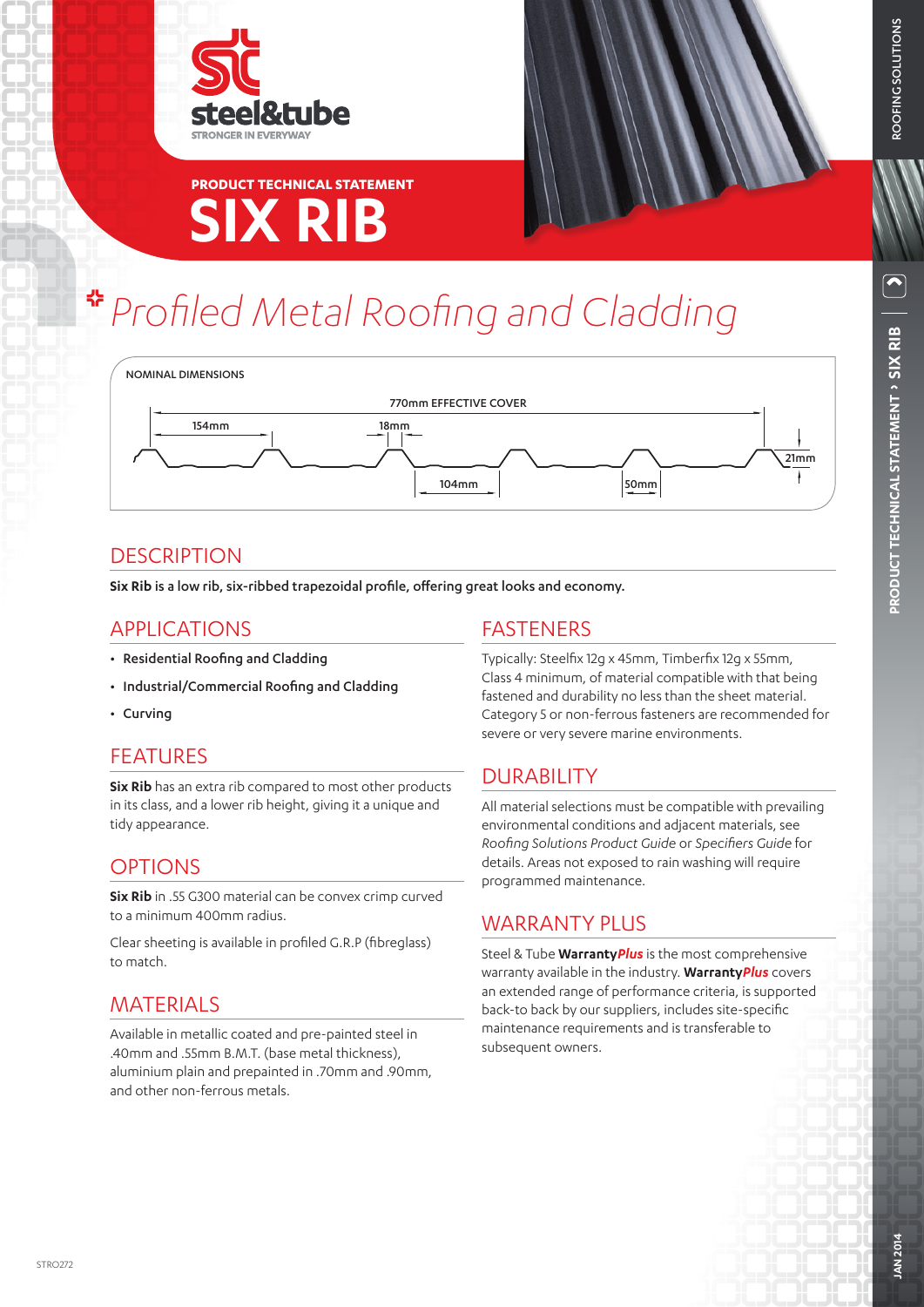steel&tube

STRONGER IN EVERYWAY

PRODUCT TECHNICAL STATEMENT

# SIX RIB

## Profiled Metal Roofing and Cladding

NOMINAL DIMENSIONS

770mm EFFECTIVE COVER

154mm 18mm 104mm 50mm 21mm

## DESCRIPTION

**Six Rib is a low rib, six-ribbed trapezoidal profile, offering great looks and economy.**

## APPLICATIONS

- **Residential Roofing and Cladding**
- **Industrial/Commercial Roofing and Cladding**
- **Curving**

## FEATURES

**Six Rib** has an extra rib compared to most other products in its class, and a lower rib height, giving it a unique and tidy appearance.

## OPTIONS

**Six Rib** in .55 G300 material can be convex crimp curved to a minimum 400mm radius.

Clear sheeting is available in profiled G.R.P (fibreglass) to match.

## MATERIALS

Available in metallic coated and pre-painted steel in .40mm and .55mm B.M.T. (base metal thickness), aluminium plain and prepainted in .70mm and .90mm, and other non-ferrous metals.

## FASTENERS

Typically: Steelfix 12g x 45mm, Timberfix 12g x 55mm, Class 4 minimum, of material compatible with that being fastened and durability no less than the sheet material. Category 5 or non-ferrous fasteners are recommended for severe or very severe marine environments.

## DURABILITY

All material selections must be compatible with prevailing environmental conditions and adjacent materials, see *Roofing Solutions Product Guide* or *Specifiers Guide* for details. Areas not exposed to rain washing will require programmed maintenance.

## WARRANTY PLUS

Steel & Tube **Warranty*Plus*** is the most comprehensive warranty available in the industry. **Warranty*Plus*** covers an extended range of performance criteria, is supported back-to back by our suppliers, includes site-specific maintenance requirements and is transferable to subsequent owners.

STRO272

JAN 2014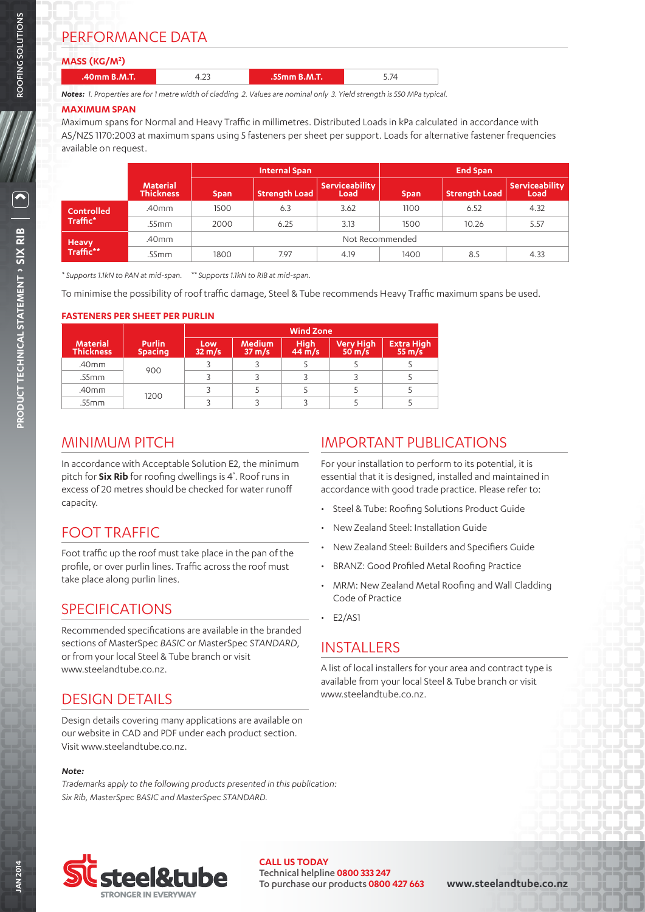# PERFORMANCE DATA

### MASS (KG/M²)

| .40mm B.M.T. | 4.23 | .55mm B.M.T. | 5.74 |
|---|---|---|---|

***Notes:*** *1. Properties are for 1 metre width of cladding 2. Values are nominal only 3. Yield strength is 550 MPa typical.*

### MAXIMUM SPAN

Maximum spans for Normal and Heavy Traffic in millimetres. Distributed Loads in kPa calculated in accordance with AS/NZS 1170:2003 at maximum spans using 5 fasteners per sheet per support. Loads for alternative fastener frequencies available on request.

| | Material Thickness | Internal Span | | | End Span | | |
|---|---|---|---|---|---|---|---|
| | | Span | Strength Load | Serviceability Load | Span | Strength Load | Serviceability Load |
| Controlled Traffic* | .40mm | 1500 | 6.3 | 3.62 | 1100 | 6.52 | 4.32 |
| | .55mm | 2000 | 6.25 | 3.13 | 1500 | 10.26 | 5.57 |
| Heavy Traffic** | .40mm | Not Recommended | | | | | |
| | .55mm | 1800 | 7.97 | 4.19 | 1400 | 8.5 | 4.33 |

*\* Supports 1.1kN to PAN at mid-span. \*\* Supports 1.1kN to RIB at mid-span.*

To minimise the possibility of roof traffic damage, Steel & Tube recommends Heavy Traffic maximum spans be used.

### FASTENERS PER SHEET PER PURLIN

| Material Thickness | Purlin Spacing | Wind Zone | | | | |
|---|---|---|---|---|---|---|
| | | Low 32 m/s | Medium 37 m/s | High 44 m/s | Very High 50 m/s | Extra High 55 m/s |
| .40mm | 900 | 3 | 3 | 5 | 5 | 5 |
| .55mm | | 3 | 3 | 3 | 3 | 5 |
| .40mm | 1200 | 3 | 5 | 5 | 5 | 5 |
| .55mm | | 3 | 3 | 3 | 5 | 5 |

## MINIMUM PITCH

In accordance with Acceptable Solution E2, the minimum pitch for **Six Rib** for roofing dwellings is 4˚. Roof runs in excess of 20 metres should be checked for water runoff capacity.

## FOOT TRAFFIC

Foot traffic up the roof must take place in the pan of the profile, or over purlin lines. Traffic across the roof must take place along purlin lines.

## SPECIFICATIONS

Recommended specifications are available in the branded sections of MasterSpec *BASIC* or MasterSpec *STANDARD*, or from your local Steel & Tube branch or visit www.steelandtube.co.nz.

## DESIGN DETAILS

Design details covering many applications are available on our website in CAD and PDF under each product section. Visit www.steelandtube.co.nz.

## IMPORTANT PUBLICATIONS

For your installation to perform to its potential, it is essential that it is designed, installed and maintained in accordance with good trade practice. Please refer to:

- Steel & Tube: Roofing Solutions Product Guide
- New Zealand Steel: Installation Guide
- New Zealand Steel: Builders and Specifiers Guide
- BRANZ: Good Profiled Metal Roofing Practice
- MRM: New Zealand Metal Roofing and Wall Cladding Code of Practice
- E2/AS1

## INSTALLERS

A list of local installers for your area and contract type is available from your local Steel & Tube branch or visit www.steelandtube.co.nz.

***Note:***

*Trademarks apply to the following products presented in this publication: Six Rib, MasterSpec BASIC and MasterSpec STANDARD.*

steel&tube STRONGER IN EVERYWAY

**CALL US TODAY**
Technical helpline **0800 333 247**
To purchase our products **0800 427 663**

**www.steelandtube.co.nz**